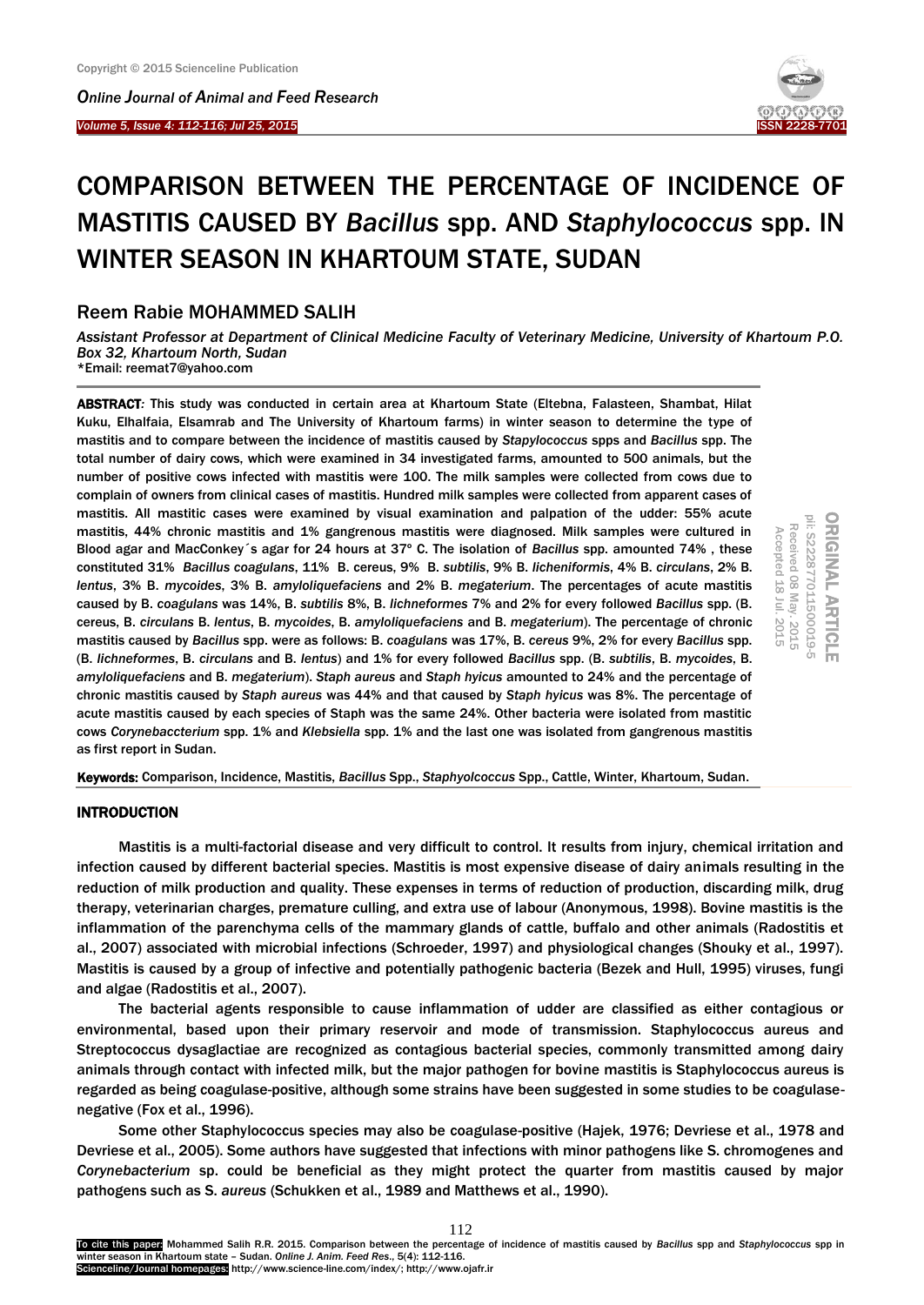# COMPARISON BETWEEN THE PERCENTAGE OF INCIDENCE OF MASTITIS CAUSED BY *Bacillus* spp. AND *Staphylococcus* spp. IN WINTER SEASON IN KHARTOUM STATE, SUDAN

## Reem Rabie MOHAMMED SALIH

*Assistant Professor at Department of Clinical Medicine Faculty of Veterinary Medicine, University of Khartoum P.O. Box 32, Khartoum North, Sudan*

\*Email: reemat7@yahoo.com

ORIGINAL ARTICLE
pii: S222877011500019-5
Received 08 May. 2015
Accepted 18 Jul. 2015

**ABSTRACT**: This study was conducted in certain area at Khartoum State (Eltebna, Falasteen, Shambat, Hilat Kuku, Elhalfaia, Elsamrab and The University of Khartoum farms) in winter season to determine the type of mastitis and to compare between the incidence of mastitis caused by *Stapylococcus* spps and *Bacillus* spp. The total number of dairy cows, which were examined in 34 investigated farms, amounted to 500 animals, but the number of positive cows infected with mastitis were 100. The milk samples were collected from cows due to complain of owners from clinical cases of mastitis. Hundred milk samples were collected from apparent cases of mastitis. All mastitic cases were examined by visual examination and palpation of the udder: 55% acute mastitis, 44% chronic mastitis and 1% gangrenous mastitis were diagnosed. Milk samples were cultured in Blood agar and MacConkey´s agar for 24 hours at 37º C. The isolation of *Bacillus* spp. amounted 74% , these constituted 31% *Bacillus coagulans*, 11% B. cereus, 9% B. *subtilis*, 9% B. *licheniformis*, 4% B. *circulans*, 2% B. *lentus*, 3% B. *mycoides*, 3% B. *amyloliquefaciens* and 2% B. *megaterium*. The percentages of acute mastitis caused by B. *coagulans* was 14%, B. *subtilis* 8%, B. *lichneformes* 7% and 2% for every followed *Bacillus* spp. (B. cereus, B. *circulans* B. *lentus*, B. *mycoides*, B. *amyloliquefaciens* and B. *megaterium*). The percentage of chronic mastitis caused by *Bacillus* spp. were as follows: B. *coagulans* was 17%, B. *cereus* 9%, 2% for every *Bacillus* spp. (B. *lichneformes*, B. *circulans* and B. *lentus*) and 1% for every followed *Bacillus* spp. (B. *subtilis*, B. *mycoides*, B. *amyloliquefaciens* and B. *megaterium*). *Staph aureus* and *Staph hyicus* amounted to 24% and the percentage of chronic mastitis caused by *Staph aureus* was 44% and that caused by *Staph hyicus* was 8%. The percentage of acute mastitis caused by each species of Staph was the same 24%. Other bacteria were isolated from mastitic cows *Corynebaccterium* spp. 1% and *Klebsiella* spp. 1% and the last one was isolated from gangrenous mastitis as first report in Sudan.

**Keywords:** Comparison, Incidence, Mastitis, *Bacillus* Spp., *Staphyolcoccus* Spp., Cattle, Winter, Khartoum, Sudan.

## INTRODUCTION

Mastitis is a multi-factorial disease and very difficult to control. It results from injury, chemical irritation and infection caused by different bacterial species. Mastitis is most expensive disease of dairy animals resulting in the reduction of milk production and quality. These expenses in terms of reduction of production, discarding milk, drug therapy, veterinarian charges, premature culling, and extra use of labour (Anonymous, 1998). Bovine mastitis is the inflammation of the parenchyma cells of the mammary glands of cattle, buffalo and other animals (Radostitis et al., 2007) associated with microbial infections (Schroeder, 1997) and physiological changes (Shouky et al., 1997). Mastitis is caused by a group of infective and potentially pathogenic bacteria (Bezek and Hull, 1995) viruses, fungi and algae (Radostitis et al., 2007).

The bacterial agents responsible to cause inflammation of udder are classified as either contagious or environmental, based upon their primary reservoir and mode of transmission. Staphylococcus aureus and Streptococcus dysaglactiae are recognized as contagious bacterial species, commonly transmitted among dairy animals through contact with infected milk, but the major pathogen for bovine mastitis is Staphylococcus aureus is regarded as being coagulase-positive, although some strains have been suggested in some studies to be coagulase-negative (Fox et al., 1996).

Some other Staphylococcus species may also be coagulase-positive (Hajek, 1976; Devriese et al., 1978 and Devriese et al., 2005). Some authors have suggested that infections with minor pathogens like S. chromogenes and *Corynebacterium* sp. could be beneficial as they might protect the quarter from mastitis caused by major pathogens such as S. *aureus* (Schukken et al., 1989 and Matthews et al., 1990).

To cite this paper: Mohammed Salih R.R. 2015. Comparison between the percentage of incidence of mastitis caused by *Bacillus* spp and *Staphylococcus* spp in winter season in Khartoum state – Sudan. *Online J. Anim. Feed Res.*, 5(4): 112-116.
Scienceline/Journal homepages: http://www.science-line.com/index/; http://www.ojafr.ir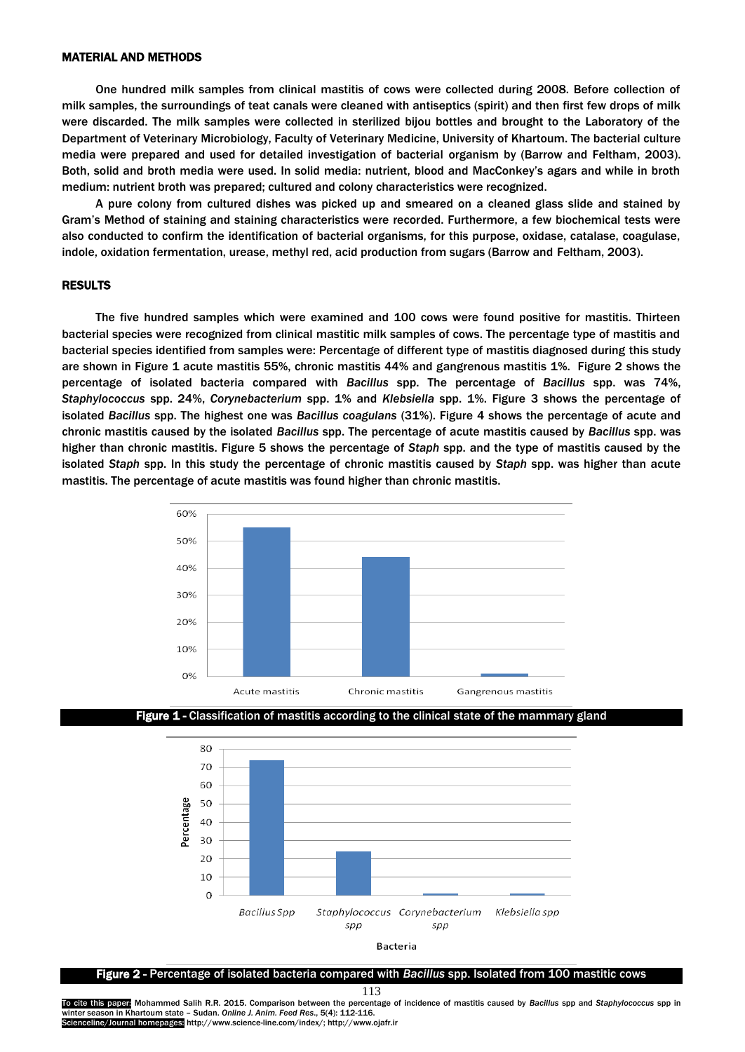## MATERIAL AND METHODS

One hundred milk samples from clinical mastitis of cows were collected during 2008. Before collection of milk samples, the surroundings of teat canals were cleaned with antiseptics (spirit) and then first few drops of milk were discarded. The milk samples were collected in sterilized bijou bottles and brought to the Laboratory of the Department of Veterinary Microbiology, Faculty of Veterinary Medicine, University of Khartoum. The bacterial culture media were prepared and used for detailed investigation of bacterial organism by (Barrow and Feltham, 2003). Both, solid and broth media were used. In solid media: nutrient, blood and MacConkey's agars and while in broth medium: nutrient broth was prepared; cultured and colony characteristics were recognized.

A pure colony from cultured dishes was picked up and smeared on a cleaned glass slide and stained by Gram's Method of staining and staining characteristics were recorded. Furthermore, a few biochemical tests were also conducted to confirm the identification of bacterial organisms, for this purpose, oxidase, catalase, coagulase, indole, oxidation fermentation, urease, methyl red, acid production from sugars (Barrow and Feltham, 2003).

## RESULTS

The five hundred samples which were examined and 100 cows were found positive for mastitis. Thirteen bacterial species were recognized from clinical mastitic milk samples of cows. The percentage type of mastitis and bacterial species identified from samples were: Percentage of different type of mastitis diagnosed during this study are shown in Figure 1 acute mastitis 55%, chronic mastitis 44% and gangrenous mastitis 1%. Figure 2 shows the percentage of isolated bacteria compared with *Bacillus* spp. The percentage of *Bacillus* spp. was 74%, *Staphylococcus* spp. 24%, *Corynebacterium* spp. 1% and *Klebsiella* spp. 1%. Figure 3 shows the percentage of isolated *Bacillus* spp. The highest one was *Bacillus coagulans* (31%). Figure 4 shows the percentage of acute and chronic mastitis caused by the isolated *Bacillus* spp. The percentage of acute mastitis caused by *Bacillus* spp. was higher than chronic mastitis. Figure 5 shows the percentage of *Staph* spp. and the type of mastitis caused by the isolated *Staph* spp. In this study the percentage of chronic mastitis caused by *Staph* spp. was higher than acute mastitis. The percentage of acute mastitis was found higher than chronic mastitis.

60%
50%
40%
30%
20%
10%
0%
Acute mastitis
Chronic mastitis
Gangrenous mastitis

**Figure 1 -** Classification of mastitis according to the clinical state of the mammary gland

Percentage
80
70
60
50
40
30
20
10
0
*Bacillus Spp*
*Staphylococcus spp*
*Corynebacterium spp*
*Klebsiella spp*
Bacteria

**Figure 2 -** Percentage of isolated bacteria compared with *Bacillus* spp. Isolated from 100 mastitic cows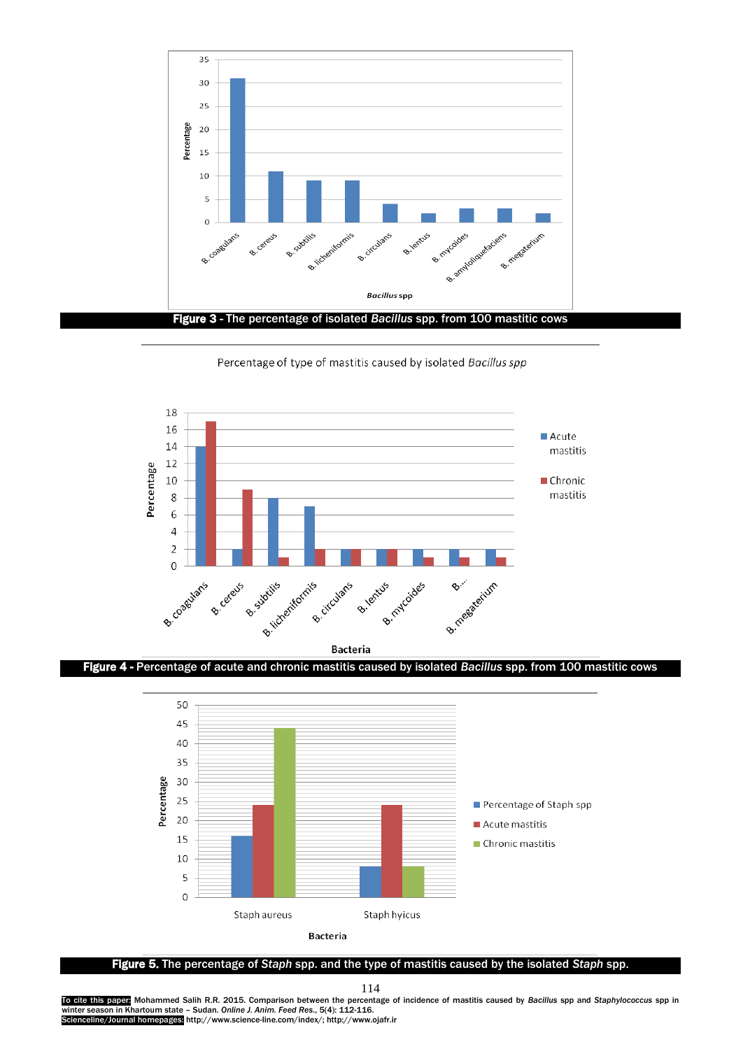35
30
25
20
15
10
5
0

Percentage

B. coagulans
B. cereus
B. subtilis
B. licheniformis
B. circulans
B. lentus
B. mycoides
B. amyloliquefaciens
B. megaterium

*Bacillus* spp

**Figure 3 -** The percentage of isolated *Bacillus* spp. from 100 mastitic cows

Percentage of type of mastitis caused by isolated *Bacillus spp*

18
16
14
12
10
8
6
4
2
0

Percentage

Acute mastitis
Chronic mastitis

B. coagulans
B. cereus
B. subtilis
B. licheniformis
B. circulans
B. lentus
B. mycoides
B....
B. megaterium

Bacteria

**Figure 4 -** Percentage of acute and chronic mastitis caused by isolated *Bacillus* spp. from 100 mastitic cows

50
45
40
35
30
25
20
15
10
5
0

Percentage

Percentage of Staph spp
Acute mastitis
Chronic mastitis

Staph aureus
Staph hyicus

Bacteria

**Figure 5.** The percentage of *Staph* spp. and the type of mastitis caused by the isolated *Staph* spp.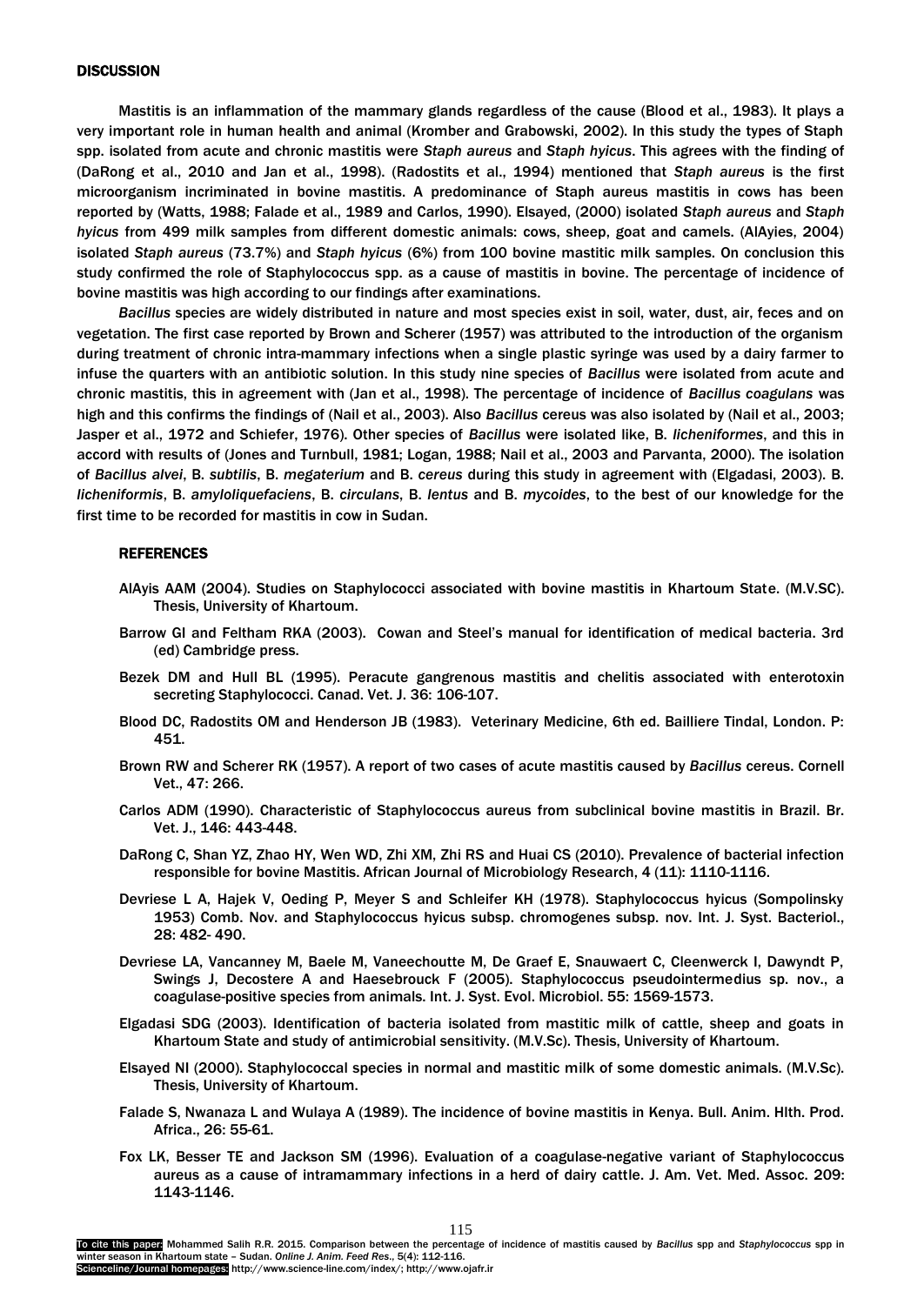## DISCUSSION

Mastitis is an inflammation of the mammary glands regardless of the cause (Blood et al., 1983). It plays a very important role in human health and animal (Kromber and Grabowski, 2002). In this study the types of Staph spp. isolated from acute and chronic mastitis were *Staph aureus* and *Staph hyicus*. This agrees with the finding of (DaRong et al., 2010 and Jan et al., 1998). (Radostits et al., 1994) mentioned that *Staph aureus* is the first microorganism incriminated in bovine mastitis. A predominance of Staph aureus mastitis in cows has been reported by (Watts, 1988; Falade et al., 1989 and Carlos, 1990). Elsayed, (2000) isolated *Staph aureus* and *Staph hyicus* from 499 milk samples from different domestic animals: cows, sheep, goat and camels. (AlAyies, 2004) isolated *Staph aureus* (73.7%) and *Staph hyicus* (6%) from 100 bovine mastitic milk samples. On conclusion this study confirmed the role of Staphylococcus spp. as a cause of mastitis in bovine. The percentage of incidence of bovine mastitis was high according to our findings after examinations.

*Bacillus* species are widely distributed in nature and most species exist in soil, water, dust, air, feces and on vegetation. The first case reported by Brown and Scherer (1957) was attributed to the introduction of the organism during treatment of chronic intra-mammary infections when a single plastic syringe was used by a dairy farmer to infuse the quarters with an antibiotic solution. In this study nine species of *Bacillus* were isolated from acute and chronic mastitis, this in agreement with (Jan et al., 1998). The percentage of incidence of *Bacillus coagulans* was high and this confirms the findings of (Nail et al., 2003). Also *Bacillus* cereus was also isolated by (Nail et al., 2003; Jasper et al., 1972 and Schiefer, 1976). Other species of *Bacillus* were isolated like, B. *licheniformes*, and this in accord with results of (Jones and Turnbull, 1981; Logan, 1988; Nail et al., 2003 and Parvanta, 2000). The isolation of *Bacillus alvei*, B. *subtilis*, B. *megaterium* and B. *cereus* during this study in agreement with (Elgadasi, 2003). B. *licheniformis*, B. *amyloliquefaciens*, B. *circulans*, B. *lentus* and B. *mycoides*, to the best of our knowledge for the first time to be recorded for mastitis in cow in Sudan.

### REFERENCES

AlAyis AAM (2004). Studies on Staphylococci associated with bovine mastitis in Khartoum State. (M.V.SC). Thesis, University of Khartoum.

Barrow GI and Feltham RKA (2003). Cowan and Steel's manual for identification of medical bacteria. 3rd (ed) Cambridge press.

Bezek DM and Hull BL (1995). Peracute gangrenous mastitis and chelitis associated with enterotoxin secreting Staphylococci. Canad. Vet. J. 36: 106-107.

Blood DC, Radostits OM and Henderson JB (1983). Veterinary Medicine, 6th ed. Bailliere Tindal, London. P: 451.

Brown RW and Scherer RK (1957). A report of two cases of acute mastitis caused by *Bacillus* cereus. Cornell Vet., 47: 266.

Carlos ADM (1990). Characteristic of Staphylococcus aureus from subclinical bovine mastitis in Brazil. Br. Vet. J., 146: 443-448.

DaRong C, Shan YZ, Zhao HY, Wen WD, Zhi XM, Zhi RS and Huai CS (2010). Prevalence of bacterial infection responsible for bovine Mastitis. African Journal of Microbiology Research, 4 (11): 1110-1116.

Devriese L A, Hajek V, Oeding P, Meyer S and Schleifer KH (1978). Staphylococcus hyicus (Sompolinsky 1953) Comb. Nov. and Staphylococcus hyicus subsp. chromogenes subsp. nov. Int. J. Syst. Bacteriol., 28: 482- 490.

Devriese LA, Vancanney M, Baele M, Vaneechoutte M, De Graef E, Snauwaert C, Cleenwerck I, Dawyndt P, Swings J, Decostere A and Haesebrouck F (2005). Staphylococcus pseudointermedius sp. nov., a coagulase-positive species from animals. Int. J. Syst. Evol. Microbiol. 55: 1569-1573.

Elgadasi SDG (2003). Identification of bacteria isolated from mastitic milk of cattle, sheep and goats in Khartoum State and study of antimicrobial sensitivity. (M.V.Sc). Thesis, University of Khartoum.

Elsayed NI (2000). Staphylococcal species in normal and mastitic milk of some domestic animals. (M.V.Sc). Thesis, University of Khartoum.

Falade S, Nwanaza L and Wulaya A (1989). The incidence of bovine mastitis in Kenya. Bull. Anim. Hlth. Prod. Africa., 26: 55-61.

Fox LK, Besser TE and Jackson SM (1996). Evaluation of a coagulase-negative variant of Staphylococcus aureus as a cause of intramammary infections in a herd of dairy cattle. J. Am. Vet. Med. Assoc. 209: 1143-1146.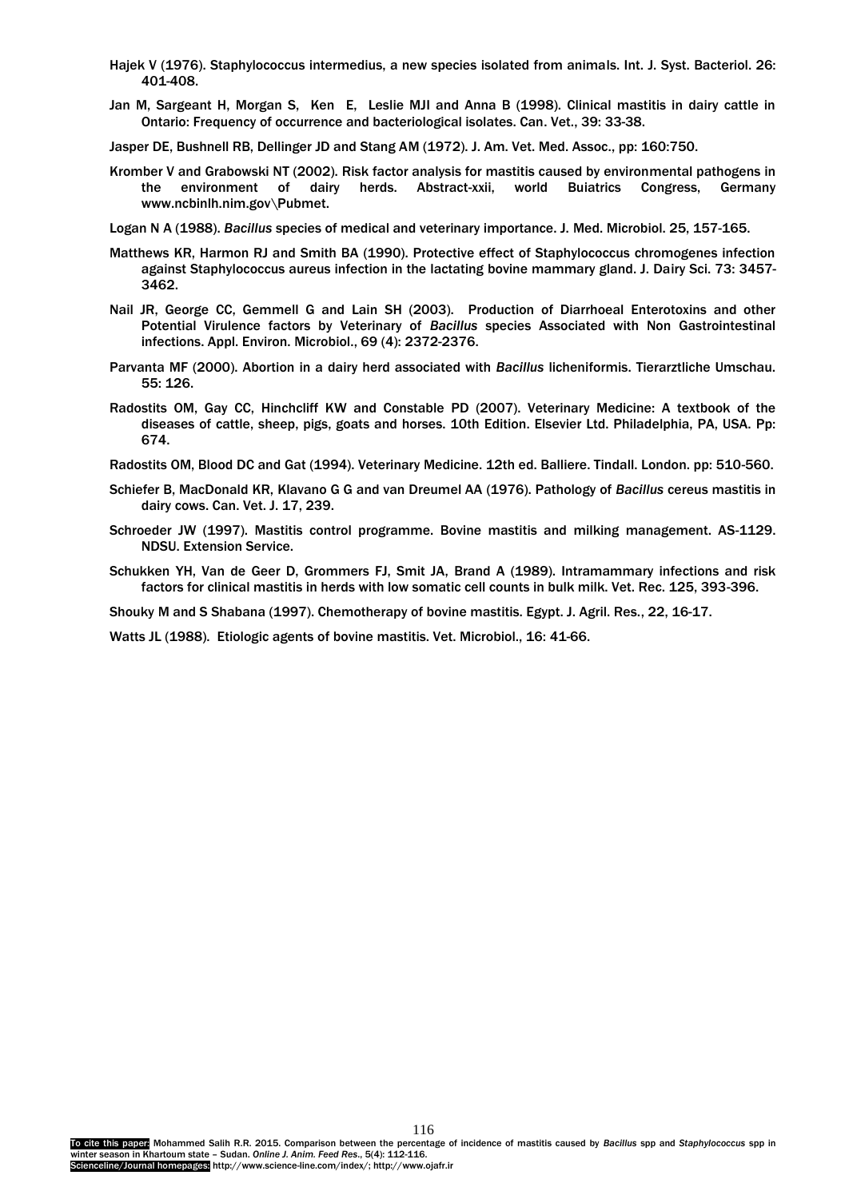Hajek V (1976). Staphylococcus intermedius, a new species isolated from animals. Int. J. Syst. Bacteriol. 26: 401-408.

Jan M, Sargeant H, Morgan S, Ken E, Leslie MJI and Anna B (1998). Clinical mastitis in dairy cattle in Ontario: Frequency of occurrence and bacteriological isolates. Can. Vet., 39: 33-38.

Jasper DE, Bushnell RB, Dellinger JD and Stang AM (1972). J. Am. Vet. Med. Assoc., pp: 160:750.

Kromber V and Grabowski NT (2002). Risk factor analysis for mastitis caused by environmental pathogens in the environment of dairy herds. Abstract-xxii, world Buiatrics Congress, Germany www.ncbinlh.nim.gov\Pubmet.

Logan N A (1988). *Bacillus* species of medical and veterinary importance. J. Med. Microbiol. 25, 157-165.

Matthews KR, Harmon RJ and Smith BA (1990). Protective effect of Staphylococcus chromogenes infection against Staphylococcus aureus infection in the lactating bovine mammary gland. J. Dairy Sci. 73: 3457-3462.

Nail JR, George CC, Gemmell G and Lain SH (2003). Production of Diarrhoeal Enterotoxins and other Potential Virulence factors by Veterinary of *Bacillus* species Associated with Non Gastrointestinal infections. Appl. Environ. Microbiol., 69 (4): 2372-2376.

Parvanta MF (2000). Abortion in a dairy herd associated with *Bacillus* licheniformis. Tierarztliche Umschau. 55: 126.

Radostits OM, Gay CC, Hinchcliff KW and Constable PD (2007). Veterinary Medicine: A textbook of the diseases of cattle, sheep, pigs, goats and horses. 10th Edition. Elsevier Ltd. Philadelphia, PA, USA. Pp: 674.

Radostits OM, Blood DC and Gat (1994). Veterinary Medicine. 12th ed. Balliere. Tindall. London. pp: 510-560.

Schiefer B, MacDonald KR, Klavano G G and van Dreumel AA (1976). Pathology of *Bacillus* cereus mastitis in dairy cows. Can. Vet. J. 17, 239.

Schroeder JW (1997). Mastitis control programme. Bovine mastitis and milking management. AS-1129. NDSU. Extension Service.

Schukken YH, Van de Geer D, Grommers FJ, Smit JA, Brand A (1989). Intramammary infections and risk factors for clinical mastitis in herds with low somatic cell counts in bulk milk. Vet. Rec. 125, 393-396.

Shouky M and S Shabana (1997). Chemotherapy of bovine mastitis. Egypt. J. Agril. Res., 22, 16-17.

Watts JL (1988). Etiologic agents of bovine mastitis. Vet. Microbiol., 16: 41-66.